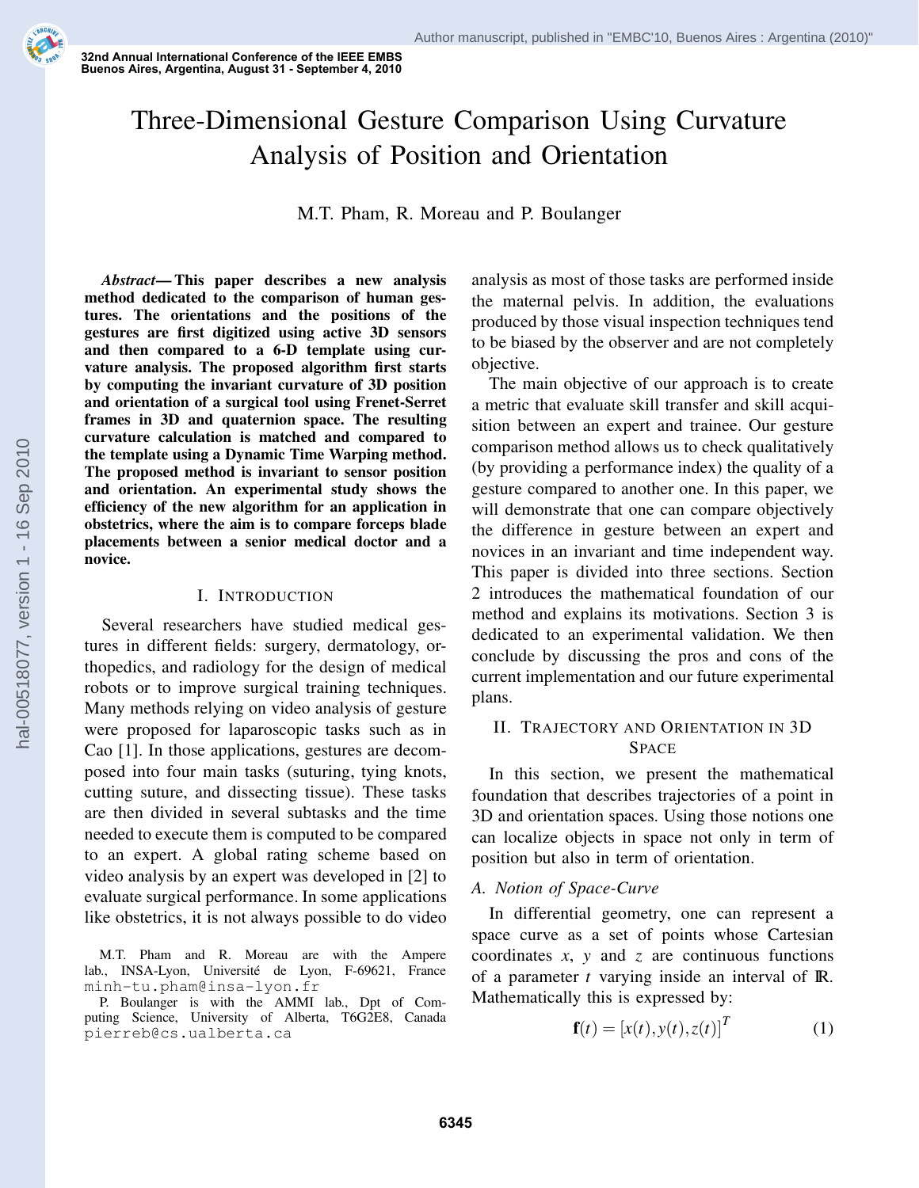# Three-Dimensional Gesture Comparison Using Curvature Analysis of Position and Orientation

M.T. Pham, R. Moreau and P. Boulanger

***Abstract*— This paper describes a new analysis method dedicated to the comparison of human gestures. The orientations and the positions of the gestures are first digitized using active 3D sensors and then compared to a 6-D template using curvature analysis. The proposed algorithm first starts by computing the invariant curvature of 3D position and orientation of a surgical tool using Frenet-Serret frames in 3D and quaternion space. The resulting curvature calculation is matched and compared to the template using a Dynamic Time Warping method. The proposed method is invariant to sensor position and orientation. An experimental study shows the efficiency of the new algorithm for an application in obstetrics, where the aim is to compare forceps blade placements between a senior medical doctor and a novice.**

## I. Introduction

Several researchers have studied medical gestures in different fields: surgery, dermatology, orthopedics, and radiology for the design of medical robots or to improve surgical training techniques. Many methods relying on video analysis of gesture were proposed for laparoscopic tasks such as in Cao [1]. In those applications, gestures are decomposed into four main tasks (suturing, tying knots, cutting suture, and dissecting tissue). These tasks are then divided in several subtasks and the time needed to execute them is computed to be compared to an expert. A global rating scheme based on video analysis by an expert was developed in [2] to evaluate surgical performance. In some applications like obstetrics, it is not always possible to do video analysis as most of those tasks are performed inside the maternal pelvis. In addition, the evaluations produced by those visual inspection techniques tend to be biased by the observer and are not completely objective.

The main objective of our approach is to create a metric that evaluate skill transfer and skill acquisition between an expert and trainee. Our gesture comparison method allows us to check qualitatively (by providing a performance index) the quality of a gesture compared to another one. In this paper, we will demonstrate that one can compare objectively the difference in gesture between an expert and novices in an invariant and time independent way. This paper is divided into three sections. Section 2 introduces the mathematical foundation of our method and explains its motivations. Section 3 is dedicated to an experimental validation. We then conclude by discussing the pros and cons of the current implementation and our future experimental plans.

## II. Trajectory and Orientation in 3D Space

In this section, we present the mathematical foundation that describes trajectories of a point in 3D and orientation spaces. Using those notions one can localize objects in space not only in term of position but also in term of orientation.

### A. Notion of Space-Curve

In differential geometry, one can represent a space curve as a set of points whose Cartesian coordinates $x$, $y$ and $z$ are continuous functions of a parameter $t$ varying inside an interval of $\mathbb{R}$. Mathematically this is expressed by:

$$\mathbf{f}(t) = [x(t), y(t), z(t)]^T \tag{1}$$

M.T. Pham and R. Moreau are with the Ampere lab., INSA-Lyon, Université de Lyon, F-69621, France minh-tu.pham@insa-lyon.fr

P. Boulanger is with the AMMI lab., Dpt of Computing Science, University of Alberta, T6G2E8, Canada pierreb@cs.ualberta.ca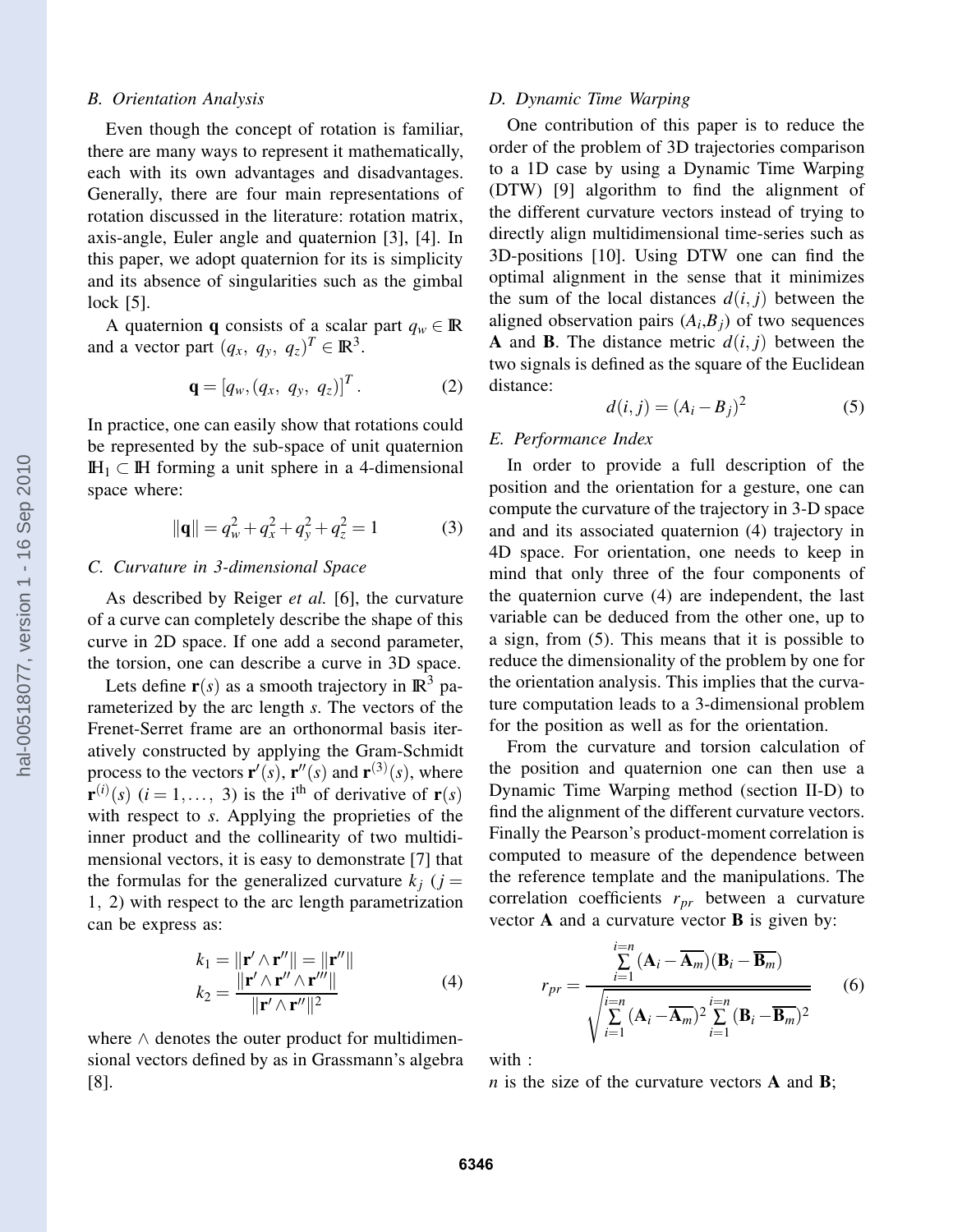### B. Orientation Analysis

Even though the concept of rotation is familiar, there are many ways to represent it mathematically, each with its own advantages and disadvantages. Generally, there are four main representations of rotation discussed in the literature: rotation matrix, axis-angle, Euler angle and quaternion [3], [4]. In this paper, we adopt quaternion for its is simplicity and its absence of singularities such as the gimbal lock [5].

A quaternion $\mathbf{q}$ consists of a scalar part $q_w \in \mathbb{R}$ and a vector part $(q_x,\ q_y,\ q_z)^T \in \mathbb{R}^3$.

$$\mathbf{q} = \left[q_w, (q_x,\ q_y,\ q_z)\right]^T. \tag{2}$$

In practice, one can easily show that rotations could be represented by the sub-space of unit quaternion $\mathbb{H}_1 \subset \mathbb{H}$ forming a unit sphere in a 4-dimensional space where:

$$\|\mathbf{q}\| = q_w^2 + q_x^2 + q_y^2 + q_z^2 = 1 \tag{3}$$

### C. Curvature in 3-dimensional Space

As described by Reiger *et al.* [6], the curvature of a curve can completely describe the shape of this curve in 2D space. If one add a second parameter, the torsion, one can describe a curve in 3D space.

Lets define $\mathbf{r}(s)$ as a smooth trajectory in $\mathbb{R}^3$ parameterized by the arc length $s$. The vectors of the Frenet-Serret frame are an orthonormal basis iteratively constructed by applying the Gram-Schmidt process to the vectors $\mathbf{r}'(s)$, $\mathbf{r}''(s)$ and $\mathbf{r}^{(3)}(s)$, where $\mathbf{r}^{(i)}(s)$ $(i = 1, \dots,\ 3)$ is the i$^{\text{th}}$ of derivative of $\mathbf{r}(s)$ with respect to $s$. Applying the proprieties of the inner product and the collinearity of two multidimensional vectors, it is easy to demonstrate [7] that the formulas for the generalized curvature $k_j$ $(j = 1,\ 2)$ with respect to the arc length parametrization can be express as:

$$\begin{aligned} k_1 &= \|\mathbf{r}' \wedge \mathbf{r}''\| = \|\mathbf{r}''\| \\ k_2 &= \frac{\|\mathbf{r}' \wedge \mathbf{r}'' \wedge \mathbf{r}'''\|}{\|\mathbf{r}' \wedge \mathbf{r}''\|^2} \end{aligned} \tag{4}$$

where $\wedge$ denotes the outer product for multidimensional vectors defined by as in Grassmann's algebra [8].

### D. Dynamic Time Warping

One contribution of this paper is to reduce the order of the problem of 3D trajectories comparison to a 1D case by using a Dynamic Time Warping (DTW) [9] algorithm to find the alignment of the different curvature vectors instead of trying to directly align multidimensional time-series such as 3D-positions [10]. Using DTW one can find the optimal alignment in the sense that it minimizes the sum of the local distances $d(i, j)$ between the aligned observation pairs $(A_i, B_j)$ of two sequences $\mathbf{A}$ and $\mathbf{B}$. The distance metric $d(i, j)$ between the two signals is defined as the square of the Euclidean distance:

$$d(i, j) = (A_i - B_j)^2 \tag{5}$$

### E. Performance Index

In order to provide a full description of the position and the orientation for a gesture, one can compute the curvature of the trajectory in 3-D space and and its associated quaternion (4) trajectory in 4D space. For orientation, one needs to keep in mind that only three of the four components of the quaternion curve (4) are independent, the last variable can be deduced from the other one, up to a sign, from (5). This means that it is possible to reduce the dimensionality of the problem by one for the orientation analysis. This implies that the curvature computation leads to a 3-dimensional problem for the position as well as for the orientation.

From the curvature and torsion calculation of the position and quaternion one can then use a Dynamic Time Warping method (section II-D) to find the alignment of the different curvature vectors. Finally the Pearson's product-moment correlation is computed to measure of the dependence between the reference template and the manipulations. The correlation coefficients $r_{pr}$ between a curvature vector $\mathbf{A}$ and a curvature vector $\mathbf{B}$ is given by:

$$r_{pr} = \frac{\sum_{i=1}^{i=n} (\mathbf{A}_i - \overline{\mathbf{A}_m})(\mathbf{B}_i - \overline{\mathbf{B}_m})}{\sqrt{\sum_{i=1}^{i=n} (\mathbf{A}_i - \overline{\mathbf{A}_m})^2 \sum_{i=1}^{i=n} (\mathbf{B}_i - \overline{\mathbf{B}_m})^2}} \tag{6}$$

with :

$n$ is the size of the curvature vectors $\mathbf{A}$ and $\mathbf{B}$;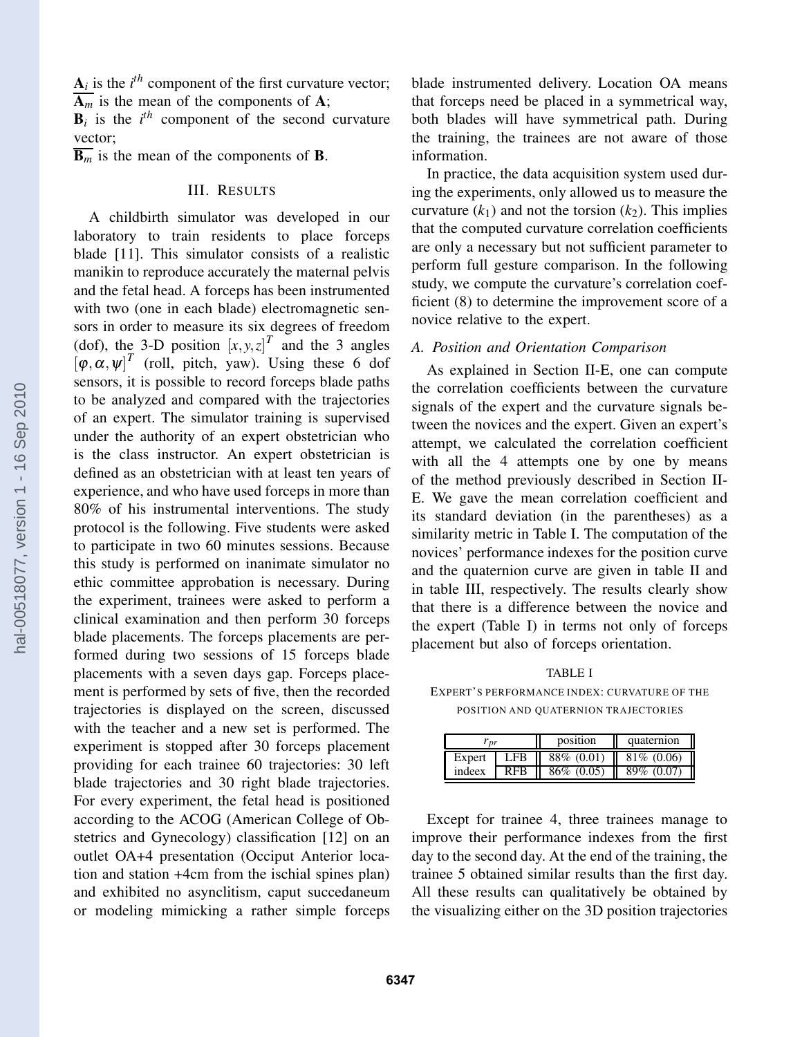$\mathbf{A}_i$ is the $i^{th}$ component of the first curvature vector;
$\overline{\mathbf{A}_m}$ is the mean of the components of $\mathbf{A}$;
$\mathbf{B}_i$ is the $i^{th}$ component of the second curvature vector;
$\overline{\mathbf{B}_m}$ is the mean of the components of $\mathbf{B}$.

## III. RESULTS

A childbirth simulator was developed in our laboratory to train residents to place forceps blade [11]. This simulator consists of a realistic manikin to reproduce accurately the maternal pelvis and the fetal head. A forceps has been instrumented with two (one in each blade) electromagnetic sensors in order to measure its six degrees of freedom (dof), the 3-D position $[x, y, z]^T$ and the 3 angles $[\varphi, \alpha, \psi]^T$ (roll, pitch, yaw). Using these 6 dof sensors, it is possible to record forceps blade paths to be analyzed and compared with the trajectories of an expert. The simulator training is supervised under the authority of an expert obstetrician who is the class instructor. An expert obstetrician is defined as an obstetrician with at least ten years of experience, and who have used forceps in more than 80% of his instrumental interventions. The study protocol is the following. Five students were asked to participate in two 60 minutes sessions. Because this study is performed on inanimate simulator no ethic committee approbation is necessary. During the experiment, trainees were asked to perform a clinical examination and then perform 30 forceps blade placements. The forceps placements are performed during two sessions of 15 forceps blade placements with a seven days gap. Forceps placement is performed by sets of five, then the recorded trajectories is displayed on the screen, discussed with the teacher and a new set is performed. The experiment is stopped after 30 forceps placement providing for each trainee 60 trajectories: 30 left blade trajectories and 30 right blade trajectories. For every experiment, the fetal head is positioned according to the ACOG (American College of Obstetrics and Gynecology) classification [12] on an outlet OA+4 presentation (Occiput Anterior location and station +4cm from the ischial spines plan) and exhibited no asynclitism, caput succedaneum or modeling mimicking a rather simple forceps blade instrumented delivery. Location OA means that forceps need be placed in a symmetrical way, both blades will have symmetrical path. During the training, the trainees are not aware of those information.

In practice, the data acquisition system used during the experiments, only allowed us to measure the curvature ($k_1$) and not the torsion ($k_2$). This implies that the computed curvature correlation coefficients are only a necessary but not sufficient parameter to perform full gesture comparison. In the following study, we compute the curvature's correlation coefficient (8) to determine the improvement score of a novice relative to the expert.

### A. Position and Orientation Comparison

As explained in Section II-E, one can compute the correlation coefficients between the curvature signals of the expert and the curvature signals between the novices and the expert. Given an expert's attempt, we calculated the correlation coefficient with all the 4 attempts one by one by means of the method previously described in Section II-E. We gave the mean correlation coefficient and its standard deviation (in the parentheses) as a similarity metric in Table I. The computation of the novices' performance indexes for the position curve and the quaternion curve are given in table II and in table III, respectively. The results clearly show that there is a difference between the novice and the expert (Table I) in terms not only of forceps placement but also of forceps orientation.

TABLE I
EXPERT'S PERFORMANCE INDEX: CURVATURE OF THE POSITION AND QUATERNION TRAJECTORIES

| $r_{pr}$ | | position | quaternion |
|---|---|---|---|
| Expert indeex | LFB | 88% (0.01) | 81% (0.06) |
| | RFB | 86% (0.05) | 89% (0.07) |

Except for trainee 4, three trainees manage to improve their performance indexes from the first day to the second day. At the end of the training, the trainee 5 obtained similar results than the first day. All these results can qualitatively be obtained by the visualizing either on the 3D position trajectories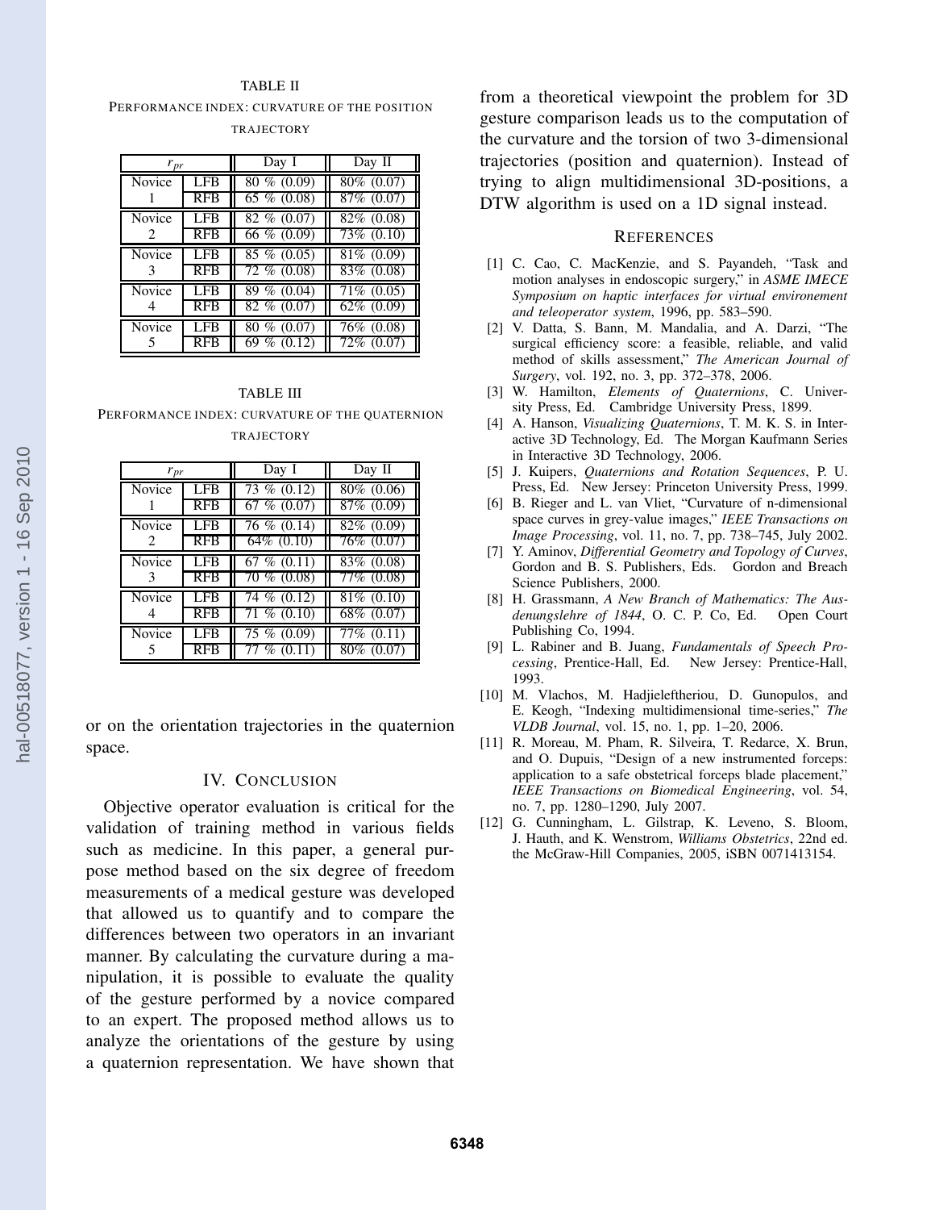TABLE II
PERFORMANCE INDEX: CURVATURE OF THE POSITION TRAJECTORY

| $r_{pr}$ | | Day I | Day II |
|---|---|---|---|
| Novice 1 | LFB | 80 % (0.09) | 80% (0.07) |
| | RFB | 65 % (0.08) | 87% (0.07) |
| Novice 2 | LFB | 82 % (0.07) | 82% (0.08) |
| | RFB | 66 % (0.09) | 73% (0.10) |
| Novice 3 | LFB | 85 % (0.05) | 81% (0.09) |
| | RFB | 72 % (0.08) | 83% (0.08) |
| Novice 4 | LFB | 89 % (0.04) | 71% (0.05) |
| | RFB | 82 % (0.07) | 62% (0.09) |
| Novice 5 | LFB | 80 % (0.07) | 76% (0.08) |
| | RFB | 69 % (0.12) | 72% (0.07) |

TABLE III
PERFORMANCE INDEX: CURVATURE OF THE QUATERNION TRAJECTORY

| $r_{pr}$ | | Day I | Day II |
|---|---|---|---|
| Novice 1 | LFB | 73 % (0.12) | 80% (0.06) |
| | RFB | 67 % (0.07) | 87% (0.09) |
| Novice 2 | LFB | 76 % (0.14) | 82% (0.09) |
| | RFB | 64% (0.10) | 76% (0.07) |
| Novice 3 | LFB | 67 % (0.11) | 83% (0.08) |
| | RFB | 70 % (0.08) | 77% (0.08) |
| Novice 4 | LFB | 74 % (0.12) | 81% (0.10) |
| | RFB | 71 % (0.10) | 68% (0.07) |
| Novice 5 | LFB | 75 % (0.09) | 77% (0.11) |
| | RFB | 77 % (0.11) | 80% (0.07) |

or on the orientation trajectories in the quaternion space.

## IV. CONCLUSION

Objective operator evaluation is critical for the validation of training method in various fields such as medicine. In this paper, a general purpose method based on the six degree of freedom measurements of a medical gesture was developed that allowed us to quantify and to compare the differences between two operators in an invariant manner. By calculating the curvature during a manipulation, it is possible to evaluate the quality of the gesture performed by a novice compared to an expert. The proposed method allows us to analyze the orientations of the gesture by using a quaternion representation. We have shown that from a theoretical viewpoint the problem for 3D gesture comparison leads us to the computation of the curvature and the torsion of two 3-dimensional trajectories (position and quaternion). Instead of trying to align multidimensional 3D-positions, a DTW algorithm is used on a 1D signal instead.

## REFERENCES

[1] C. Cao, C. MacKenzie, and S. Payandeh, "Task and motion analyses in endoscopic surgery," in *ASME IMECE Symposium on haptic interfaces for virtual environement and teleoperator system*, 1996, pp. 583–590.

[2] V. Datta, S. Bann, M. Mandalia, and A. Darzi, "The surgical efficiency score: a feasible, reliable, and valid method of skills assessment," *The American Journal of Surgery*, vol. 192, no. 3, pp. 372–378, 2006.

[3] W. Hamilton, *Elements of Quaternions*, C. University Press, Ed. Cambridge University Press, 1899.

[4] A. Hanson, *Visualizing Quaternions*, T. M. K. S. in Interactive 3D Technology, Ed. The Morgan Kaufmann Series in Interactive 3D Technology, 2006.

[5] J. Kuipers, *Quaternions and Rotation Sequences*, P. U. Press, Ed. New Jersey: Princeton University Press, 1999.

[6] B. Rieger and L. van Vliet, "Curvature of n-dimensional space curves in grey-value images," *IEEE Transactions on Image Processing*, vol. 11, no. 7, pp. 738–745, July 2002.

[7] Y. Aminov, *Differential Geometry and Topology of Curves*, Gordon and B. S. Publishers, Eds. Gordon and Breach Science Publishers, 2000.

[8] H. Grassmann, *A New Branch of Mathematics: The Ausdenungslehre of 1844*, O. C. P. Co, Ed. Open Court Publishing Co, 1994.

[9] L. Rabiner and B. Juang, *Fundamentals of Speech Processing*, Prentice-Hall, Ed. New Jersey: Prentice-Hall, 1993.

[10] M. Vlachos, M. Hadjieleftheriou, D. Gunopulos, and E. Keogh, "Indexing multidimensional time-series," *The VLDB Journal*, vol. 15, no. 1, pp. 1–20, 2006.

[11] R. Moreau, M. Pham, R. Silveira, T. Redarce, X. Brun, and O. Dupuis, "Design of a new instrumented forceps: application to a safe obstetrical forceps blade placement," *IEEE Transactions on Biomedical Engineering*, vol. 54, no. 7, pp. 1280–1290, July 2007.

[12] G. Cunningham, L. Gilstrap, K. Leveno, S. Bloom, J. Hauth, and K. Wenstrom, *Williams Obstetrics*, 22nd ed. the McGraw-Hill Companies, 2005, iSBN 0071413154.